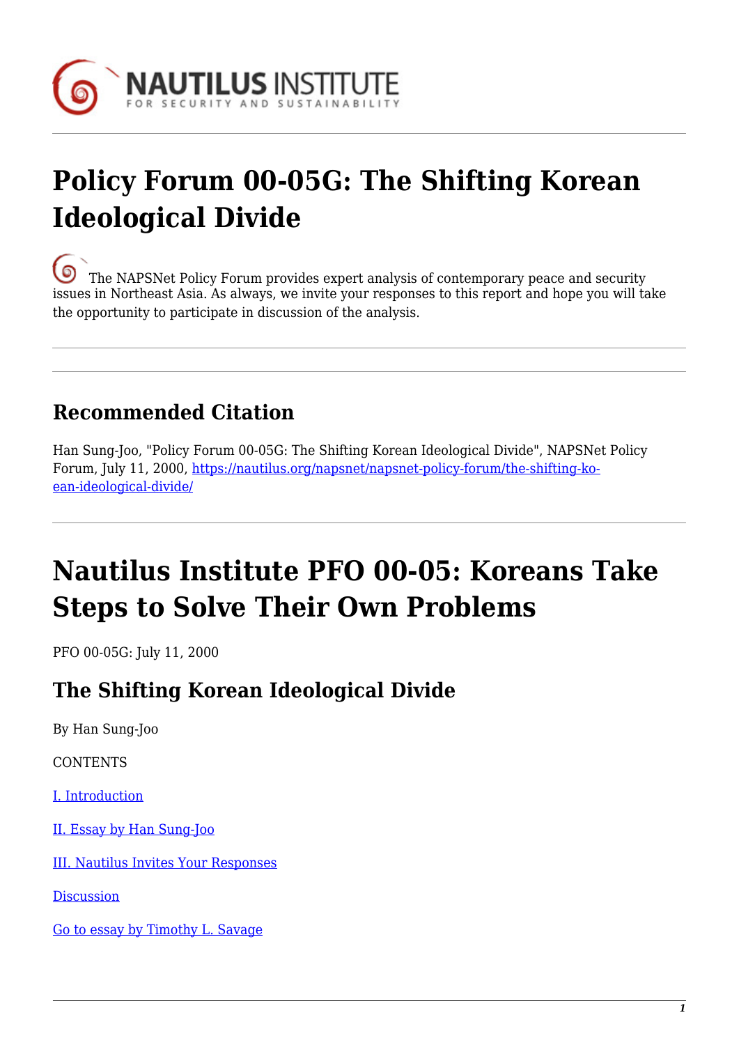# Policy Forum 00-05G: The Shifting Korean Ideological Divide

The NAPSNet Policy Forum provides expert analysis of contemporary peace and security issues in Northeast Asia. As always, we invite your responses to this report and hope you will take the opportunity to participate in discussion of the analysis.

## Recommended Citation

Han Sung-Joo, "Policy Forum 00-05G: The Shifting Korean Ideological Divide", NAPSNet Policy Forum, July 11, 2000, https://nautilus.org/napsnet/napsnet-policy-forum/the-shifting-korean-ideological-divide/

# Nautilus Institute PFO 00-05: Koreans Take Steps to Solve Their Own Problems

PFO 00-05G: July 11, 2000

## The Shifting Korean Ideological Divide

By Han Sung-Joo

CONTENTS

I. Introduction

II. Essay by Han Sung-Joo

III. Nautilus Invites Your Responses

Discussion

Go to essay by Timothy L. Savage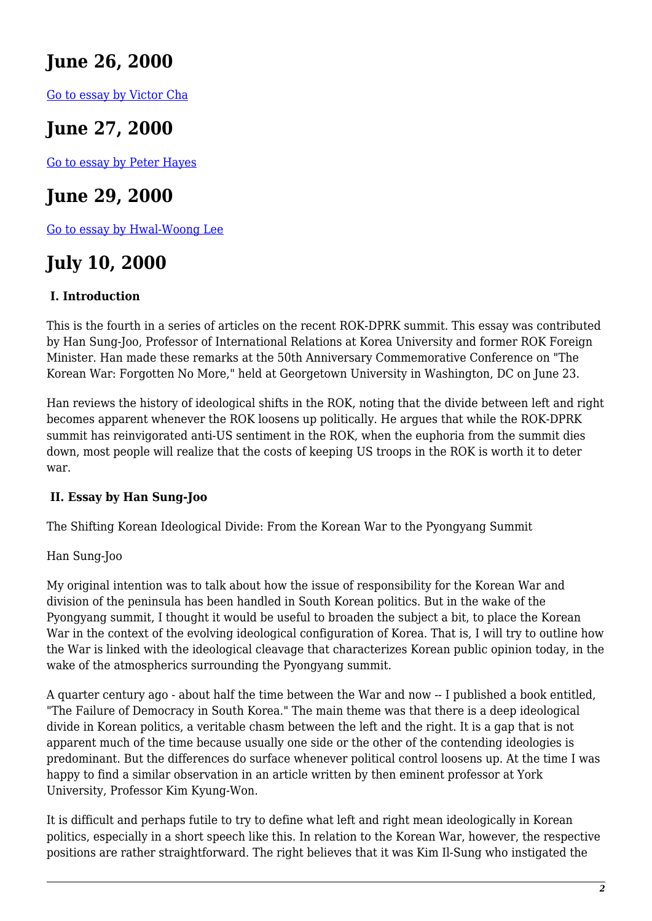## June 26, 2000

[Go to essay by Victor Cha]

## June 27, 2000

[Go to essay by Peter Hayes]

## June 29, 2000

[Go to essay by Hwal-Woong Lee]

## July 10, 2000

### I. Introduction

This is the fourth in a series of articles on the recent ROK-DPRK summit. This essay was contributed by Han Sung-Joo, Professor of International Relations at Korea University and former ROK Foreign Minister. Han made these remarks at the 50th Anniversary Commemorative Conference on "The Korean War: Forgotten No More," held at Georgetown University in Washington, DC on June 23.

Han reviews the history of ideological shifts in the ROK, noting that the divide between left and right becomes apparent whenever the ROK loosens up politically. He argues that while the ROK-DPRK summit has reinvigorated anti-US sentiment in the ROK, when the euphoria from the summit dies down, most people will realize that the costs of keeping US troops in the ROK is worth it to deter war.

### II. Essay by Han Sung-Joo

The Shifting Korean Ideological Divide: From the Korean War to the Pyongyang Summit

Han Sung-Joo

My original intention was to talk about how the issue of responsibility for the Korean War and division of the peninsula has been handled in South Korean politics. But in the wake of the Pyongyang summit, I thought it would be useful to broaden the subject a bit, to place the Korean War in the context of the evolving ideological configuration of Korea. That is, I will try to outline how the War is linked with the ideological cleavage that characterizes Korean public opinion today, in the wake of the atmospherics surrounding the Pyongyang summit.

A quarter century ago - about half the time between the War and now -- I published a book entitled, "The Failure of Democracy in South Korea." The main theme was that there is a deep ideological divide in Korean politics, a veritable chasm between the left and the right. It is a gap that is not apparent much of the time because usually one side or the other of the contending ideologies is predominant. But the differences do surface whenever political control loosens up. At the time I was happy to find a similar observation in an article written by then eminent professor at York University, Professor Kim Kyung-Won.

It is difficult and perhaps futile to try to define what left and right mean ideologically in Korean politics, especially in a short speech like this. In relation to the Korean War, however, the respective positions are rather straightforward. The right believes that it was Kim Il-Sung who instigated the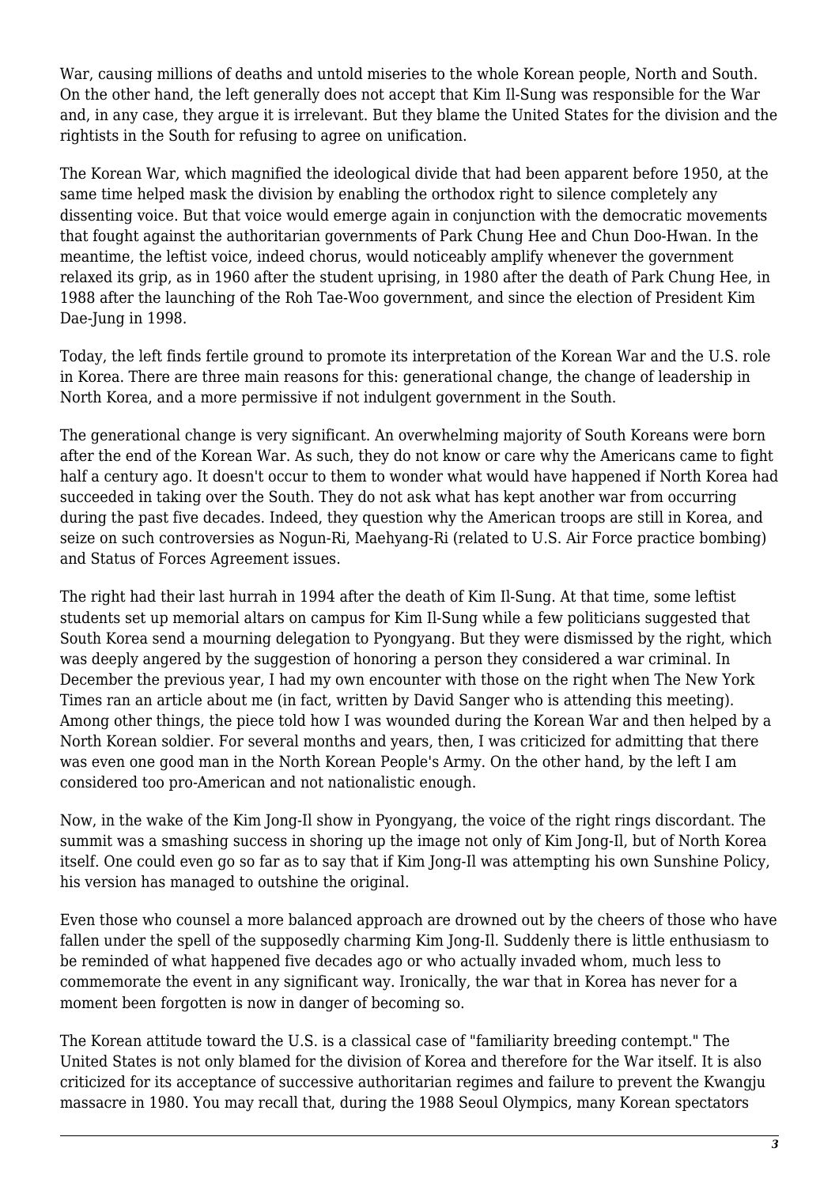War, causing millions of deaths and untold miseries to the whole Korean people, North and South. On the other hand, the left generally does not accept that Kim Il-Sung was responsible for the War and, in any case, they argue it is irrelevant. But they blame the United States for the division and the rightists in the South for refusing to agree on unification.

The Korean War, which magnified the ideological divide that had been apparent before 1950, at the same time helped mask the division by enabling the orthodox right to silence completely any dissenting voice. But that voice would emerge again in conjunction with the democratic movements that fought against the authoritarian governments of Park Chung Hee and Chun Doo-Hwan. In the meantime, the leftist voice, indeed chorus, would noticeably amplify whenever the government relaxed its grip, as in 1960 after the student uprising, in 1980 after the death of Park Chung Hee, in 1988 after the launching of the Roh Tae-Woo government, and since the election of President Kim Dae-Jung in 1998.

Today, the left finds fertile ground to promote its interpretation of the Korean War and the U.S. role in Korea. There are three main reasons for this: generational change, the change of leadership in North Korea, and a more permissive if not indulgent government in the South.

The generational change is very significant. An overwhelming majority of South Koreans were born after the end of the Korean War. As such, they do not know or care why the Americans came to fight half a century ago. It doesn't occur to them to wonder what would have happened if North Korea had succeeded in taking over the South. They do not ask what has kept another war from occurring during the past five decades. Indeed, they question why the American troops are still in Korea, and seize on such controversies as Nogun-Ri, Maehyang-Ri (related to U.S. Air Force practice bombing) and Status of Forces Agreement issues.

The right had their last hurrah in 1994 after the death of Kim Il-Sung. At that time, some leftist students set up memorial altars on campus for Kim Il-Sung while a few politicians suggested that South Korea send a mourning delegation to Pyongyang. But they were dismissed by the right, which was deeply angered by the suggestion of honoring a person they considered a war criminal. In December the previous year, I had my own encounter with those on the right when The New York Times ran an article about me (in fact, written by David Sanger who is attending this meeting). Among other things, the piece told how I was wounded during the Korean War and then helped by a North Korean soldier. For several months and years, then, I was criticized for admitting that there was even one good man in the North Korean People's Army. On the other hand, by the left I am considered too pro-American and not nationalistic enough.

Now, in the wake of the Kim Jong-Il show in Pyongyang, the voice of the right rings discordant. The summit was a smashing success in shoring up the image not only of Kim Jong-Il, but of North Korea itself. One could even go so far as to say that if Kim Jong-Il was attempting his own Sunshine Policy, his version has managed to outshine the original.

Even those who counsel a more balanced approach are drowned out by the cheers of those who have fallen under the spell of the supposedly charming Kim Jong-Il. Suddenly there is little enthusiasm to be reminded of what happened five decades ago or who actually invaded whom, much less to commemorate the event in any significant way. Ironically, the war that in Korea has never for a moment been forgotten is now in danger of becoming so.

The Korean attitude toward the U.S. is a classical case of "familiarity breeding contempt." The United States is not only blamed for the division of Korea and therefore for the War itself. It is also criticized for its acceptance of successive authoritarian regimes and failure to prevent the Kwangju massacre in 1980. You may recall that, during the 1988 Seoul Olympics, many Korean spectators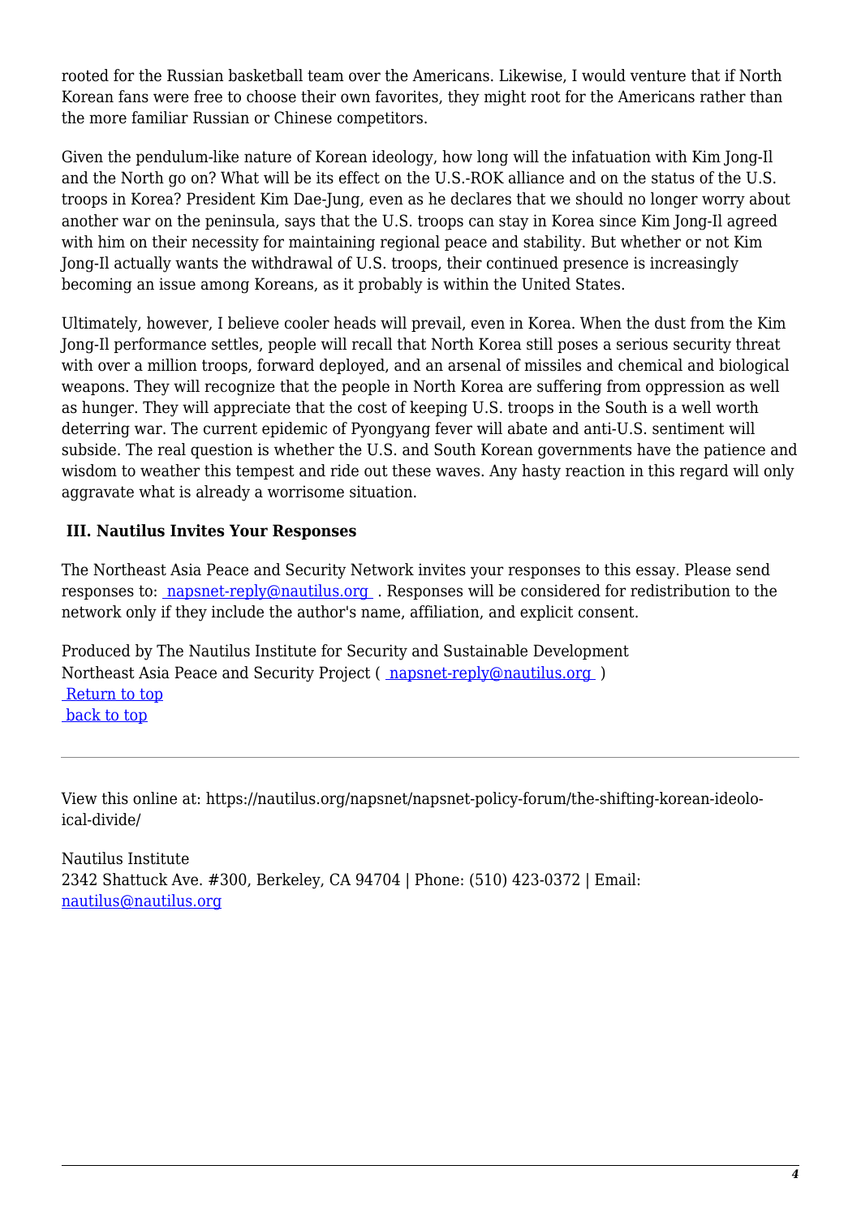rooted for the Russian basketball team over the Americans. Likewise, I would venture that if North Korean fans were free to choose their own favorites, they might root for the Americans rather than the more familiar Russian or Chinese competitors.

Given the pendulum-like nature of Korean ideology, how long will the infatuation with Kim Jong-Il and the North go on? What will be its effect on the U.S.-ROK alliance and on the status of the U.S. troops in Korea? President Kim Dae-Jung, even as he declares that we should no longer worry about another war on the peninsula, says that the U.S. troops can stay in Korea since Kim Jong-Il agreed with him on their necessity for maintaining regional peace and stability. But whether or not Kim Jong-Il actually wants the withdrawal of U.S. troops, their continued presence is increasingly becoming an issue among Koreans, as it probably is within the United States.

Ultimately, however, I believe cooler heads will prevail, even in Korea. When the dust from the Kim Jong-Il performance settles, people will recall that North Korea still poses a serious security threat with over a million troops, forward deployed, and an arsenal of missiles and chemical and biological weapons. They will recognize that the people in North Korea are suffering from oppression as well as hunger. They will appreciate that the cost of keeping U.S. troops in the South is a well worth deterring war. The current epidemic of Pyongyang fever will abate and anti-U.S. sentiment will subside. The real question is whether the U.S. and South Korean governments have the patience and wisdom to weather this tempest and ride out these waves. Any hasty reaction in this regard will only aggravate what is already a worrisome situation.

### III. Nautilus Invites Your Responses

The Northeast Asia Peace and Security Network invites your responses to this essay. Please send responses to: napsnet-reply@nautilus.org . Responses will be considered for redistribution to the network only if they include the author's name, affiliation, and explicit consent.

Produced by The Nautilus Institute for Security and Sustainable Development
Northeast Asia Peace and Security Project ( napsnet-reply@nautilus.org )
Return to top
back to top

---

View this online at: https://nautilus.org/napsnet/napsnet-policy-forum/the-shifting-korean-ideological-divide/

Nautilus Institute
2342 Shattuck Ave. #300, Berkeley, CA 94704 | Phone: (510) 423-0372 | Email: nautilus@nautilus.org